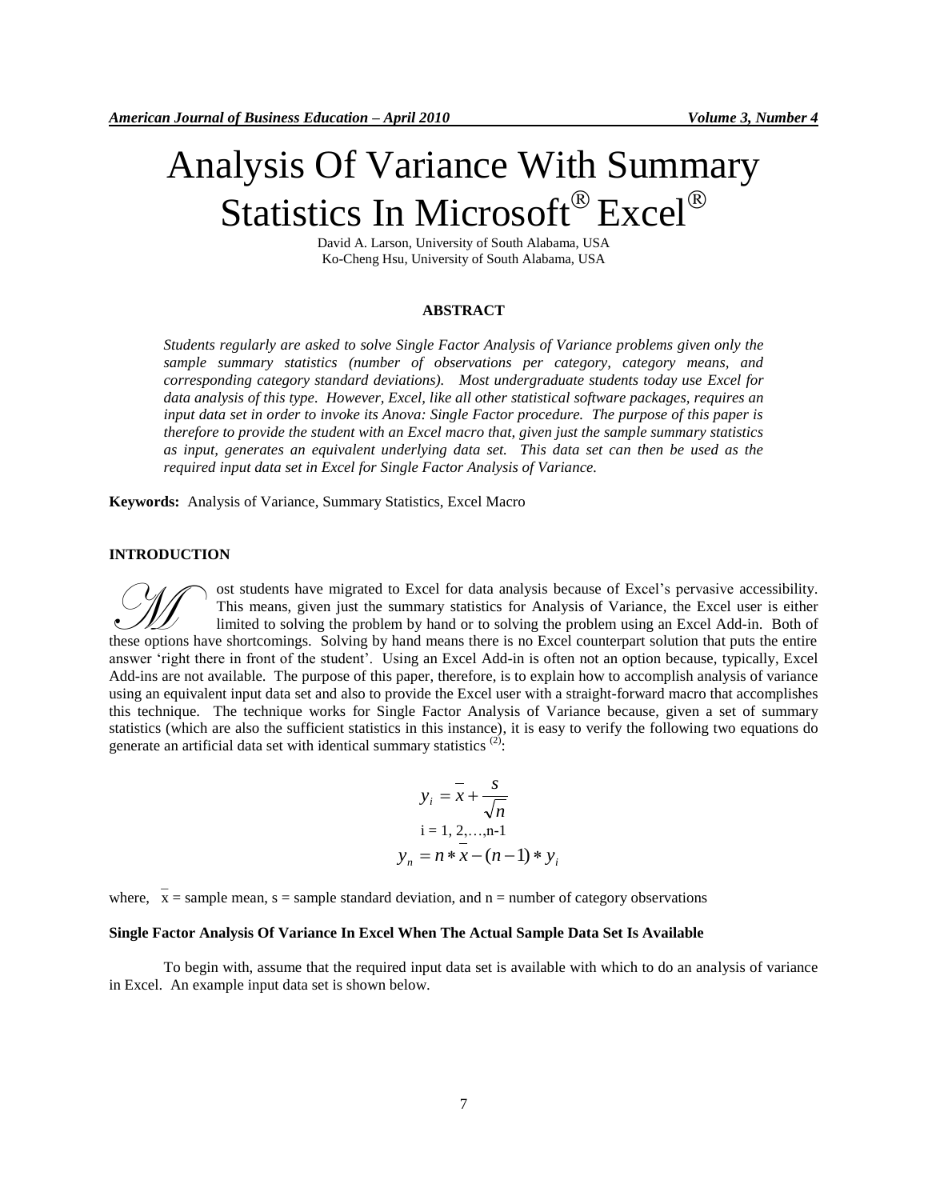# Analysis Of Variance With Summary Statistics In Microsoft® Excel®

David A. Larson, University of South Alabama, USA
Ko-Cheng Hsu, University of South Alabama, USA

## ABSTRACT

*Students regularly are asked to solve Single Factor Analysis of Variance problems given only the sample summary statistics (number of observations per category, category means, and corresponding category standard deviations). Most undergraduate students today use Excel for data analysis of this type. However, Excel, like all other statistical software packages, requires an input data set in order to invoke its Anova: Single Factor procedure. The purpose of this paper is therefore to provide the student with an Excel macro that, given just the sample summary statistics as input, generates an equivalent underlying data set. This data set can then be used as the required input data set in Excel for Single Factor Analysis of Variance.*

**Keywords:** Analysis of Variance, Summary Statistics, Excel Macro

## INTRODUCTION

Most students have migrated to Excel for data analysis because of Excel's pervasive accessibility. This means, given just the summary statistics for Analysis of Variance, the Excel user is either limited to solving the problem by hand or to solving the problem using an Excel Add-in. Both of these options have shortcomings. Solving by hand means there is no Excel counterpart solution that puts the entire answer 'right there in front of the student'. Using an Excel Add-in is often not an option because, typically, Excel Add-ins are not available. The purpose of this paper, therefore, is to explain how to accomplish analysis of variance using an equivalent input data set and also to provide the Excel user with a straight-forward macro that accomplishes this technique. The technique works for Single Factor Analysis of Variance because, given a set of summary statistics (which are also the sufficient statistics in this instance), it is easy to verify the following two equations do generate an artificial data set with identical summary statistics [2]:

$$y_i = \bar{x} + \frac{s}{\sqrt{n}}$$

$$i = 1, 2, \ldots, n-1$$

$$y_n = n * \bar{x} - (n-1) * y_i$$

where, $\bar{x}$ = sample mean, s = sample standard deviation, and n = number of category observations

### Single Factor Analysis Of Variance In Excel When The Actual Sample Data Set Is Available

To begin with, assume that the required input data set is available with which to do an analysis of variance in Excel. An example input data set is shown below.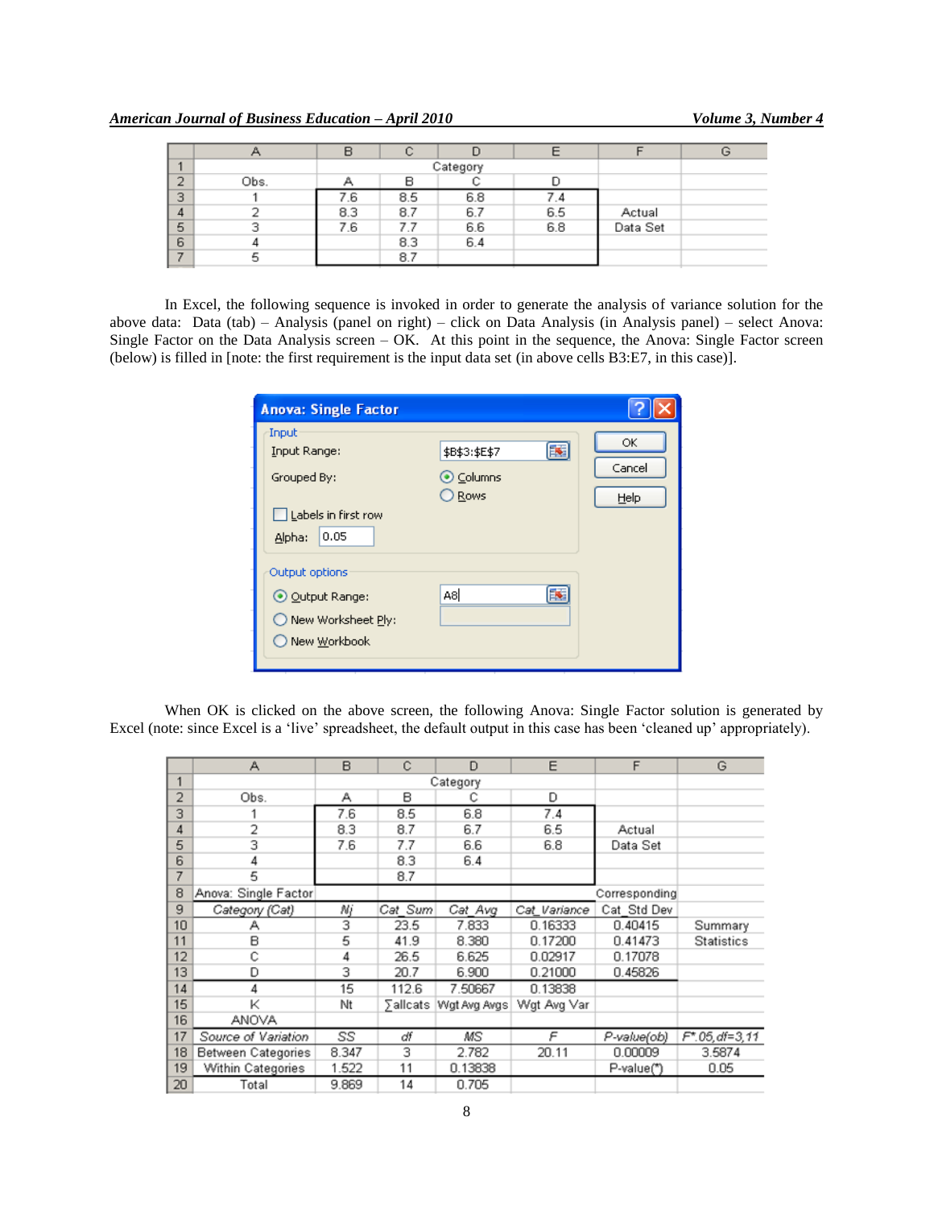|   | A | B | C | D | E | F | G |
|---|---|---|---|---|---|---|---|
| 1 |   | Category | | | | | |
| 2 | Obs. | A | B | C | D | | |
| 3 | 1 | 7.6 | 8.5 | 6.8 | 7.4 | | |
| 4 | 2 | 8.3 | 8.7 | 6.7 | 6.5 | Actual | |
| 5 | 3 | 7.6 | 7.7 | 6.6 | 6.8 | Data Set | |
| 6 | 4 | | 8.3 | 6.4 | | | |
| 7 | 5 | | 8.7 | | | | |

In Excel, the following sequence is invoked in order to generate the analysis of variance solution for the above data: Data (tab) – Analysis (panel on right) – click on Data Analysis (in Analysis panel) – select Anova: Single Factor on the Data Analysis screen – OK. At this point in the sequence, the Anova: Single Factor screen (below) is filled in [note: the first requirement is the input data set (in above cells B3:E7, in this case)].

**Anova: Single Factor**

Input
- Input Range: $B$3:$E$7
- Grouped By: (•) Columns ( ) Rows
- [ ] Labels in first row
- Alpha: 0.05

Output options
- (•) Output Range: A8
- ( ) New Worksheet Ply:
- ( ) New Workbook

[OK] [Cancel] [Help]

When OK is clicked on the above screen, the following Anova: Single Factor solution is generated by Excel (note: since Excel is a 'live' spreadsheet, the default output in this case has been 'cleaned up' appropriately).

|   | A | B | C | D | E | F | G |
|---|---|---|---|---|---|---|---|
| 1 |   | Category | | | | | |
| 2 | Obs. | A | B | C | D | | |
| 3 | 1 | 7.6 | 8.5 | 6.8 | 7.4 | | |
| 4 | 2 | 8.3 | 8.7 | 6.7 | 6.5 | Actual | |
| 5 | 3 | 7.6 | 7.7 | 6.6 | 6.8 | Data Set | |
| 6 | 4 | | 8.3 | 6.4 | | | |
| 7 | 5 | | 8.7 | | | | |
| 8 | Anova: Single Factor | | | | | Corresponding | |
| 9 | *Category (Cat)* | *Nj* | *Cat_Sum* | *Cat_Avg* | *Cat_Variance* | Cat_Std Dev | |
| 10 | A | 3 | 23.5 | 7.833 | 0.16333 | 0.40415 | Summary |
| 11 | B | 5 | 41.9 | 8.380 | 0.17200 | 0.41473 | Statistics |
| 12 | C | 4 | 26.5 | 6.625 | 0.02917 | 0.17078 | |
| 13 | D | 3 | 20.7 | 6.900 | 0.21000 | 0.45826 | |
| 14 | 4 | 15 | 112.6 | 7.50667 | 0.13838 | | |
| 15 | K | Nt | ∑allcats | Wgt Avg Avgs | Wgt Avg Var | | |
| 16 | ANOVA | | | | | | |
| 17 | *Source of Variation* | *SS* | *df* | *MS* | *F* | *P-value(ob)* | *F\*.05,df=3,11* |
| 18 | Between Categories | 8.347 | 3 | 2.782 | 20.11 | 0.00009 | 3.5874 |
| 19 | Within Categories | 1.522 | 11 | 0.13838 | | P-value(\*) | 0.05 |
| 20 | Total | 9.869 | 14 | 0.705 | | | |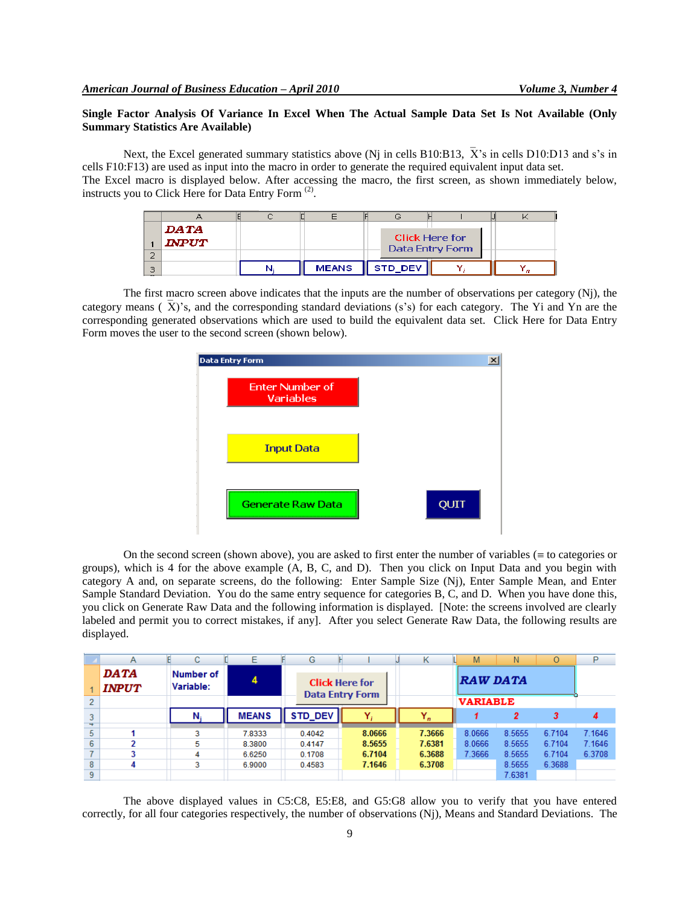**Single Factor Analysis Of Variance In Excel When The Actual Sample Data Set Is Not Available (Only Summary Statistics Are Available)**

Next, the Excel generated summary statistics above (Nj in cells B10:B13, $\bar{X}$'s in cells D10:D13 and s's in cells F10:F13) are used as input into the macro in order to generate the required equivalent input data set.
The Excel macro is displayed below. After accessing the macro, the first screen, as shown immediately below, instructs you to Click Here for Data Entry Form [2].

| | A | C | E | G | I | K |
|---|---|---|---|---|---|---|
| 1 | DATA INPUT | | | Click Here for Data Entry Form | | |
| 2 | | | | | | |
| 3 | | $N_j$ | MEANS | STD_DEV | $Y_i$ | $Y_n$ |

The first macro screen above indicates that the inputs are the number of observations per category (Nj), the category means ( $\bar{X}$)'s, and the corresponding standard deviations (s's) for each category. The Yi and Yn are the corresponding generated observations which are used to build the equivalent data set. Click Here for Data Entry Form moves the user to the second screen (shown below).

**Data Entry Form**

- Enter Number of Variables
- Input Data
- Generate Raw Data
- QUIT

On the second screen (shown above), you are asked to first enter the number of variables (≡ to categories or groups), which is 4 for the above example (A, B, C, and D). Then you click on Input Data and you begin with category A and, on separate screens, do the following: Enter Sample Size (Nj), Enter Sample Mean, and Enter Sample Standard Deviation. You do the same entry sequence for categories B, C, and D. When you have done this, you click on Generate Raw Data and the following information is displayed. [Note: the screens involved are clearly labeled and permit you to correct mistakes, if any]. After you select Generate Raw Data, the following results are displayed.

| | A | C | E | G | I | K | M | N | O | P |
|---|---|---|---|---|---|---|---|---|---|---|
| 1 | DATA INPUT | Number of Variable: | 4 | Click Here for Data Entry Form | | | RAW DATA | | | |
| 2 | | | | | | | VARIABLE | | | |
| 3 | | $N_j$ | MEANS | STD_DEV | $Y_i$ | $Y_n$ | 1 | 2 | 3 | 4 |
| 5 | 1 | 3 | 7.8333 | 0.4042 | 8.0666 | 7.3666 | 8.0666 | 8.5655 | 6.7104 | 7.1646 |
| 6 | 2 | 5 | 8.3800 | 0.4147 | 8.5655 | 7.6381 | 8.0666 | 8.5655 | 6.7104 | 7.1646 |
| 7 | 3 | 4 | 6.6250 | 0.1708 | 6.7104 | 6.3688 | 7.3666 | 8.5655 | 6.7104 | 6.3708 |
| 8 | 4 | 3 | 6.9000 | 0.4583 | 7.1646 | 6.3708 | | 8.5655 | 6.3688 | |
| 9 | | | | | | | | 7.6381 | | |

The above displayed values in C5:C8, E5:E8, and G5:G8 allow you to verify that you have entered correctly, for all four categories respectively, the number of observations (Nj), Means and Standard Deviations. The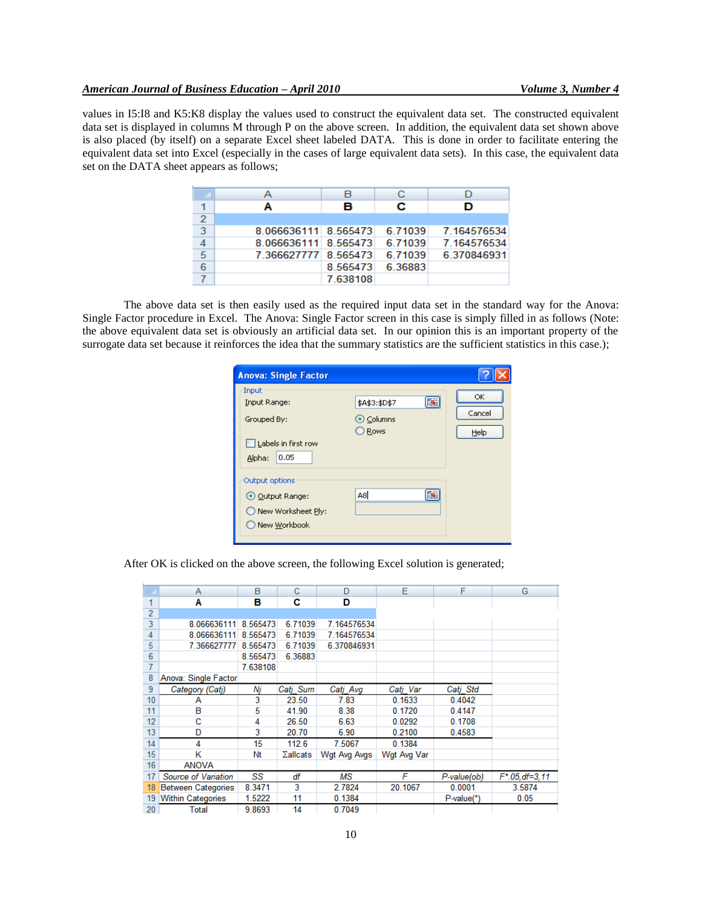values in I5:I8 and K5:K8 display the values used to construct the equivalent data set. The constructed equivalent data set is displayed in columns M through P on the above screen. In addition, the equivalent data set shown above is also placed (by itself) on a separate Excel sheet labeled DATA. This is done in order to facilitate entering the equivalent data set into Excel (especially in the cases of large equivalent data sets). In this case, the equivalent data set on the DATA sheet appears as follows;

| | A | B | C | D |
|---|---|---|---|---|
| 1 | **A** | **B** | **C** | **D** |
| 2 | | | | |
| 3 | 8.066636111 | 8.565473 | 6.71039 | 7.164576534 |
| 4 | 8.066636111 | 8.565473 | 6.71039 | 7.164576534 |
| 5 | 7.366627777 | 8.565473 | 6.71039 | 6.370846931 |
| 6 | | 8.565473 | 6.36883 | |
| 7 | | 7.638108 | | |

The above data set is then easily used as the required input data set in the standard way for the Anova: Single Factor procedure in Excel. The Anova: Single Factor screen in this case is simply filled in as follows (Note: the above equivalent data set is obviously an artificial data set. In our opinion this is an important property of the surrogate data set because it reinforces the idea that the summary statistics are the sufficient statistics in this case.);

**Anova: Single Factor**

Input
- Input Range: $A$3:$D$7
- Grouped By: (•) Columns ( ) Rows
- [ ] Labels in first row
- Alpha: 0.05

Output options
- (•) Output Range: A8
- ( ) New Worksheet Ply:
- ( ) New Workbook

OK | Cancel | Help

After OK is clicked on the above screen, the following Excel solution is generated;

| | A | B | C | D | E | F | G |
|---|---|---|---|---|---|---|---|
| 1 | **A** | **B** | **C** | **D** | | | |
| 2 | | | | | | | |
| 3 | 8.066636111 | 8.565473 | 6.71039 | 7.164576534 | | | |
| 4 | 8.066636111 | 8.565473 | 6.71039 | 7.164576534 | | | |
| 5 | 7.366627777 | 8.565473 | 6.71039 | 6.370846931 | | | |
| 6 | | 8.565473 | 6.36883 | | | | |
| 7 | | 7.638108 | | | | | |
| 8 | Anova: Single Factor | | | | | | |
| 9 | *Category (Catj)* | *Nj* | *Catj_Sum* | *Catj_Avg* | *Catj_Var* | *Catj_Std* | |
| 10 | A | 3 | 23.50 | 7.83 | 0.1633 | 0.4042 | |
| 11 | B | 5 | 41.90 | 8.38 | 0.1720 | 0.4147 | |
| 12 | C | 4 | 26.50 | 6.63 | 0.0292 | 0.1708 | |
| 13 | D | 3 | 20.70 | 6.90 | 0.2100 | 0.4583 | |
| 14 | 4 | 15 | 112.6 | 7.5067 | 0.1384 | | |
| 15 | K | Nt | Σallcats | Wgt Avg Avgs | Wgt Avg Var | | |
| 16 | ANOVA | | | | | | |
| 17 | *Source of Variation* | *SS* | *df* | *MS* | *F* | *P-value(ob)* | *F\*.05,df=3,11* |
| 18 | Between Categories | 8.3471 | 3 | 2.7824 | 20.1067 | 0.0001 | 3.5874 |
| 19 | Within Categories | 1.5222 | 11 | 0.1384 | | P-value(\*) | 0.05 |
| 20 | Total | 9.8693 | 14 | 0.7049 | | | |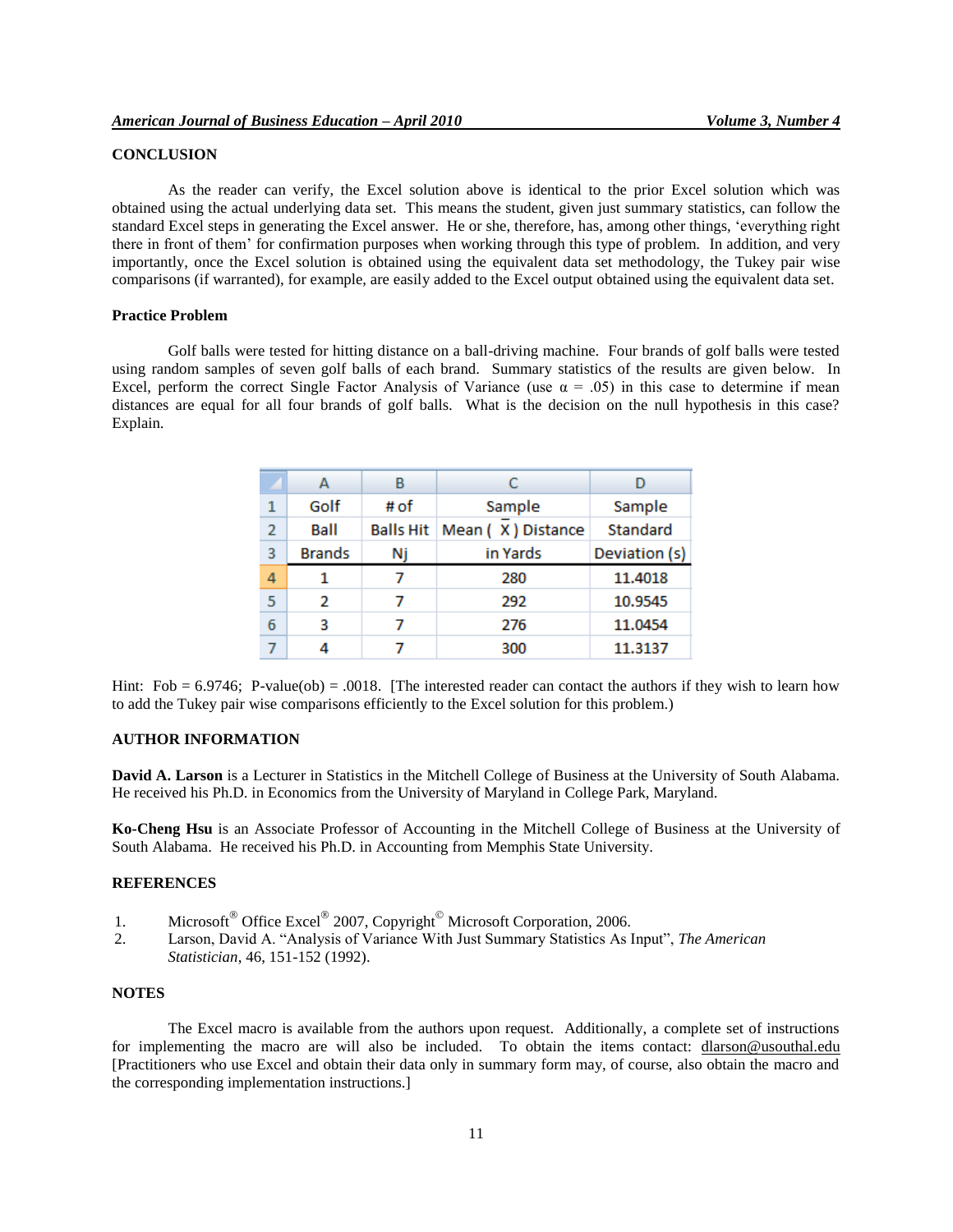## CONCLUSION

As the reader can verify, the Excel solution above is identical to the prior Excel solution which was obtained using the actual underlying data set. This means the student, given just summary statistics, can follow the standard Excel steps in generating the Excel answer. He or she, therefore, has, among other things, 'everything right there in front of them' for confirmation purposes when working through this type of problem. In addition, and very importantly, once the Excel solution is obtained using the equivalent data set methodology, the Tukey pair wise comparisons (if warranted), for example, are easily added to the Excel output obtained using the equivalent data set.

### Practice Problem

Golf balls were tested for hitting distance on a ball-driving machine. Four brands of golf balls were tested using random samples of seven golf balls of each brand. Summary statistics of the results are given below. In Excel, perform the correct Single Factor Analysis of Variance (use $\alpha = .05$) in this case to determine if mean distances are equal for all four brands of golf balls. What is the decision on the null hypothesis in this case? Explain.

| | A | B | C | D |
|---|---|---|---|---|
| 1 | Golf | # of | Sample | Sample |
| 2 | Ball | Balls Hit | Mean ( $\bar{X}$ ) Distance | Standard |
| 3 | Brands | Nj | in Yards | Deviation (s) |
| 4 | 1 | 7 | 280 | 11.4018 |
| 5 | 2 | 7 | 292 | 10.9545 |
| 6 | 3 | 7 | 276 | 11.0454 |
| 7 | 4 | 7 | 300 | 11.3137 |

Hint: Fob = 6.9746; P-value(ob) = .0018. [The interested reader can contact the authors if they wish to learn how to add the Tukey pair wise comparisons efficiently to the Excel solution for this problem.)

## AUTHOR INFORMATION

**David A. Larson** is a Lecturer in Statistics in the Mitchell College of Business at the University of South Alabama. He received his Ph.D. in Economics from the University of Maryland in College Park, Maryland.

**Ko-Cheng Hsu** is an Associate Professor of Accounting in the Mitchell College of Business at the University of South Alabama. He received his Ph.D. in Accounting from Memphis State University.

## REFERENCES

1. Microsoft® Office Excel® 2007, Copyright© Microsoft Corporation, 2006.
2. Larson, David A. "Analysis of Variance With Just Summary Statistics As Input", *The American Statistician*, 46, 151-152 (1992).

## NOTES

The Excel macro is available from the authors upon request. Additionally, a complete set of instructions for implementing the macro are will also be included. To obtain the items contact: dlarson@usouthal.edu [Practitioners who use Excel and obtain their data only in summary form may, of course, also obtain the macro and the corresponding implementation instructions.]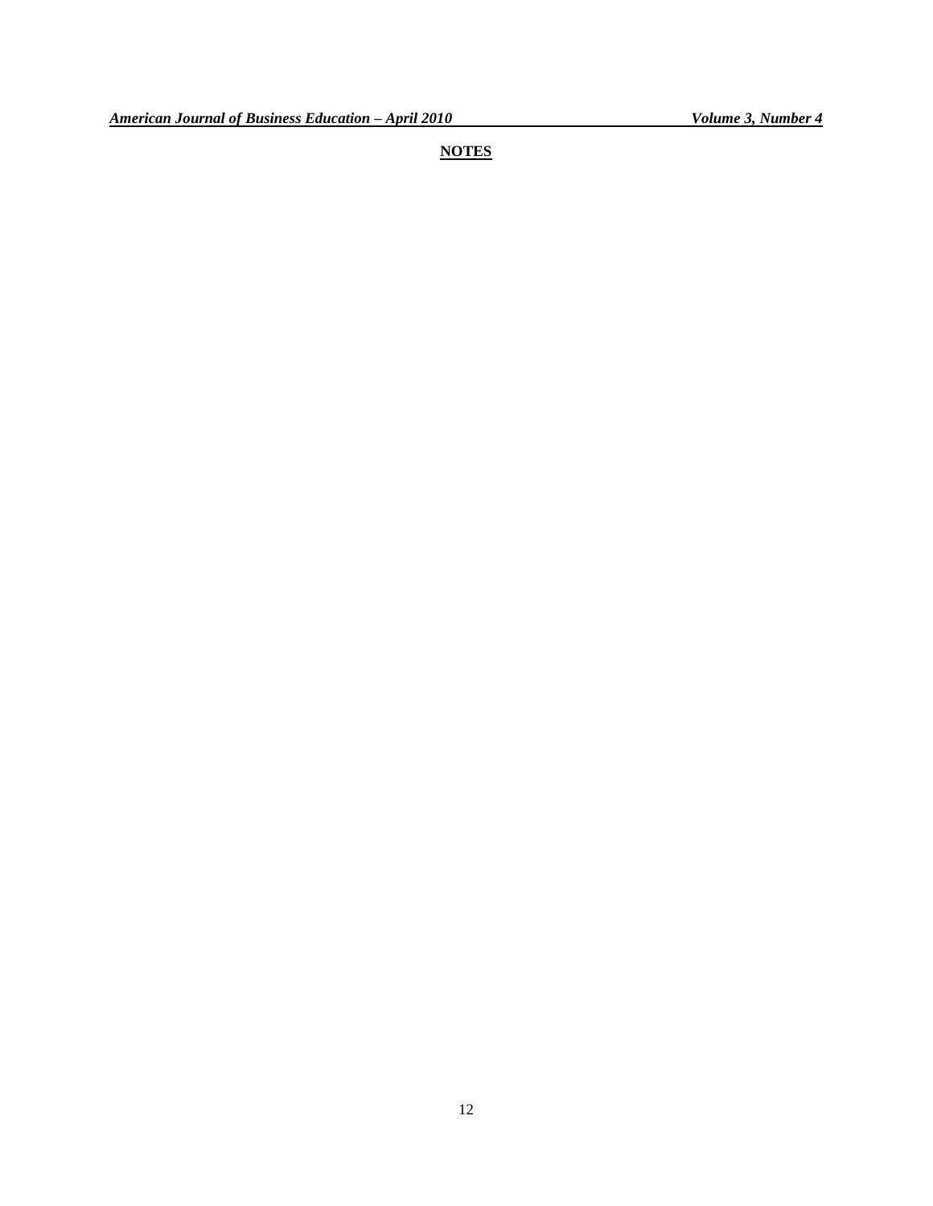**NOTES**